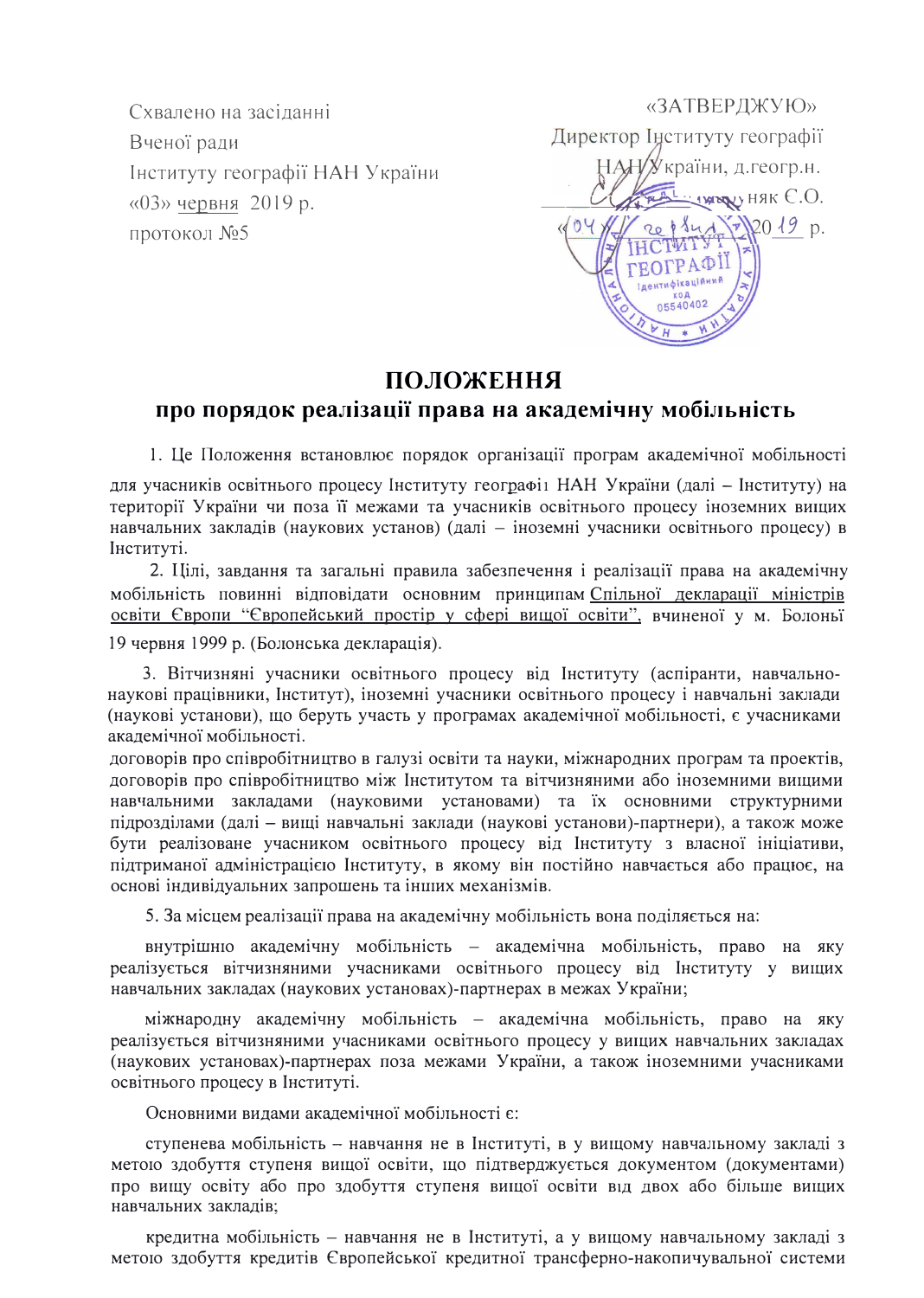Схвалено на засіданні
Вченої ради
Інституту географії НАН України
«03» червня 2019 р.
протокол №5

«ЗАТВЕРДЖУЮ»
Директор Інституту географії
НАН України, д.геогр.н.
_____________ няк Є.О.
«04» ___червня___ 20 19 р.

# ПОЛОЖЕННЯ
## про порядок реалізації права на академічну мобільність

1. Це Положення встановлює порядок організації програм академічної мобільності для учасників освітнього процесу Інституту географії НАН України (далі – Інституту) на території України чи поза її межами та учасників освітнього процесу іноземних вищих навчальних закладів (наукових установ) (далі – іноземні учасники освітнього процесу) в Інституті.

2. Цілі, завдання та загальні правила забезпечення і реалізації права на академічну мобільність повинні відповідати основним принципам Спільної декларації міністрів освіти Європи "Європейський простір у сфері вищої освіти", вчиненої у м. Болоньї 19 червня 1999 р. (Болонська декларація).

3. Вітчизняні учасники освітнього процесу від Інституту (аспіранти, навчально-наукові працівники, Інститут), іноземні учасники освітнього процесу і навчальні заклади (наукові установи), що беруть участь у програмах академічної мобільності, є учасниками академічної мобільності.
договорів про співробітництво в галузі освіти та науки, міжнародних програм та проектів, договорів про співробітництво між Інститутом та вітчизняними або іноземними вищими навчальними закладами (науковими установами) та їх основними структурними підрозділами (далі – вищі навчальні заклади (наукові установи)-партнери), а також може бути реалізоване учасником освітнього процесу від Інституту з власної ініціативи, підтриманої адміністрацією Інституту, в якому він постійно навчається або працює, на основі індивідуальних запрошень та інших механізмів.

5. За місцем реалізації права на академічну мобільність вона поділяється на:

внутрішню академічну мобільність – академічна мобільність, право на яку реалізується вітчизняними учасниками освітнього процесу від Інституту у вищих навчальних закладах (наукових установах)-партнерах в межах України;

міжнародну академічну мобільність – академічна мобільність, право на яку реалізується вітчизняними учасниками освітнього процесу у вищих навчальних закладах (наукових установах)-партнерах поза межами України, а також іноземними учасниками освітнього процесу в Інституті.

Основними видами академічної мобільності є:

ступенева мобільність – навчання не в Інституті, в у вищому навчальному закладі з метою здобуття ступеня вищої освіти, що підтверджується документом (документами) про вищу освіту або про здобуття ступеня вищої освіти від двох або більше вищих навчальних закладів;

кредитна мобільність – навчання не в Інституті, а у вищому навчальному закладі з метою здобуття кредитів Європейської кредитної трансферно-накопичувальної системи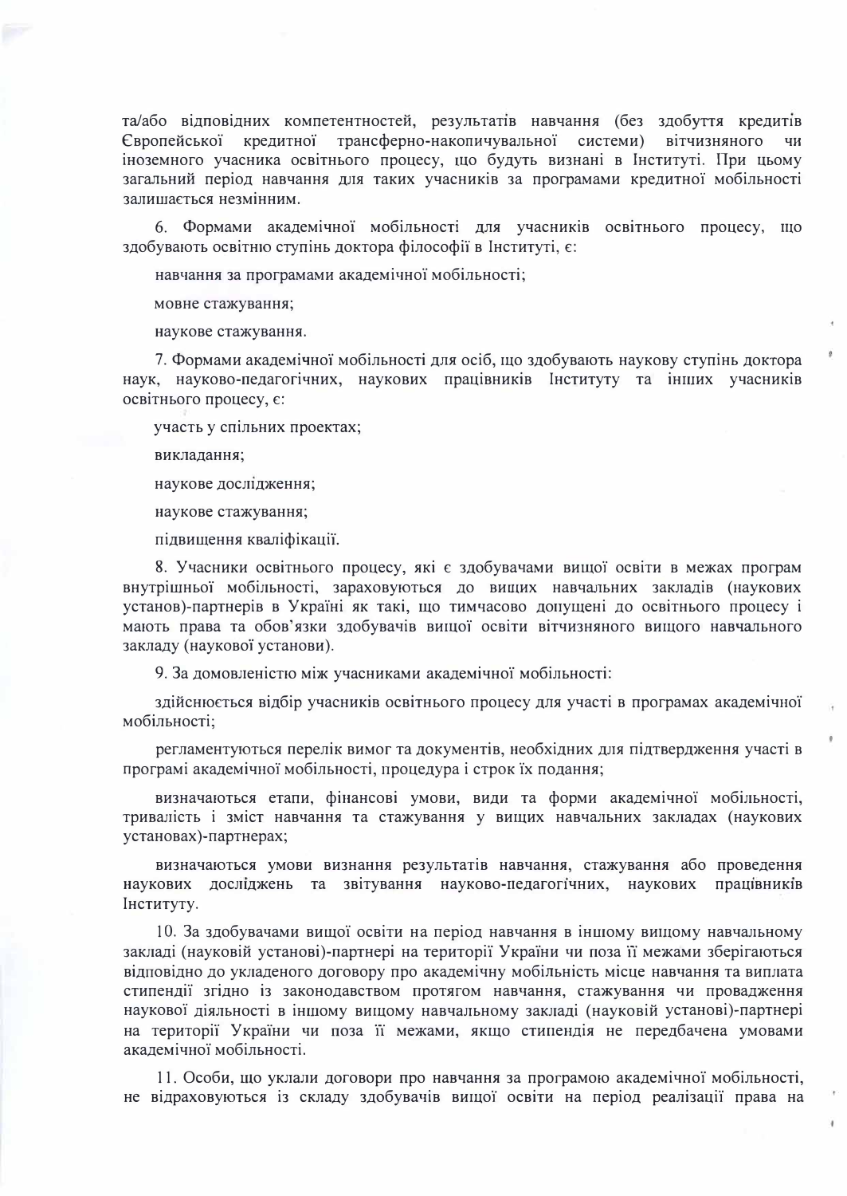та/або відповідних компетентностей, результатів навчання (без здобуття кредитів Європейської кредитної трансферно-накопичувальної системи) вітчизняного чи іноземного учасника освітнього процесу, що будуть визнані в Інституті. При цьому загальний період навчання для таких учасників за програмами кредитної мобільності залишається незмінним.

6. Формами академічної мобільності для учасників освітнього процесу, що здобувають освітню ступінь доктора філософії в Інституті, є:

навчання за програмами академічної мобільності;

мовне стажування;

наукове стажування.

7. Формами академічної мобільності для осіб, що здобувають наукову ступінь доктора наук, науково-педагогічних, наукових працівників Інституту та інших учасників освітнього процесу, є:

участь у спільних проектах;

викладання;

наукове дослідження;

наукове стажування;

підвищення кваліфікації.

8. Учасники освітнього процесу, які є здобувачами вищої освіти в межах програм внутрішньої мобільності, зараховуються до вищих навчальних закладів (наукових установ)-партнерів в Україні як такі, що тимчасово допущені до освітнього процесу і мають права та обов'язки здобувачів вищої освіти вітчизняного вищого навчального закладу (наукової установи).

9. За домовленістю між учасниками академічної мобільності:

здійснюється відбір учасників освітнього процесу для участі в програмах академічної мобільності;

регламентуються перелік вимог та документів, необхідних для підтвердження участі в програмі академічної мобільності, процедура і строк їх подання;

визначаються етапи, фінансові умови, види та форми академічної мобільності, тривалість і зміст навчання та стажування у вищих навчальних закладах (наукових установах)-партнерах;

визначаються умови визнання результатів навчання, стажування або проведення наукових досліджень та звітування науково-педагогічних, наукових працівників Інституту.

10. За здобувачами вищої освіти на період навчання в іншому вищому навчальному закладі (науковій установі)-партнері на території України чи поза її межами зберігаються відповідно до укладеного договору про академічну мобільність місце навчання та виплата стипендії згідно із законодавством протягом навчання, стажування чи провадження наукової діяльності в іншому вищому навчальному закладі (науковій установі)-партнері на території України чи поза її межами, якщо стипендія не передбачена умовами академічної мобільності.

11. Особи, що уклали договори про навчання за програмою академічної мобільності, не відраховуються із складу здобувачів вищої освіти на період реалізації права на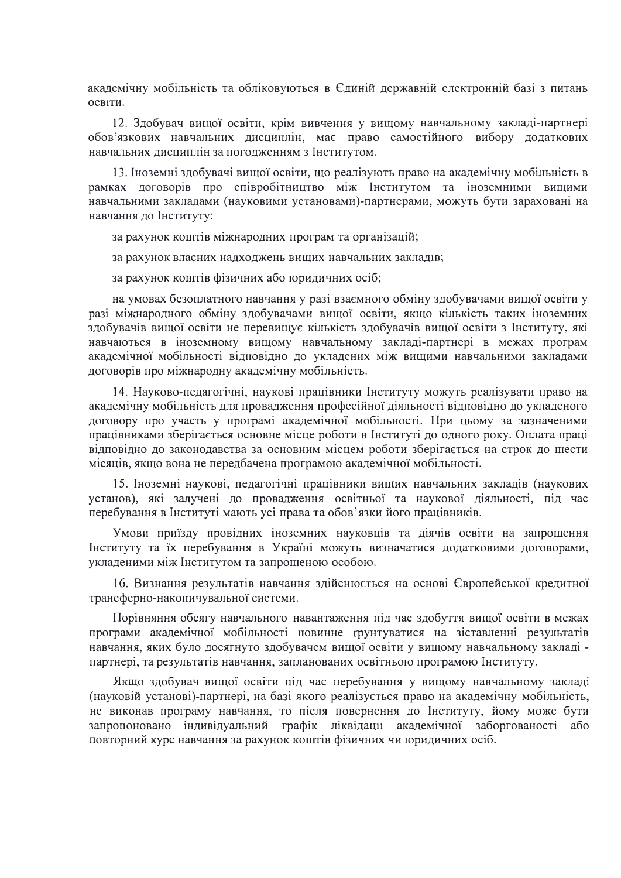академічну мобільність та обліковуються в Єдиній державній електронній базі з питань освіти.

12. Здобувач вищої освіти, крім вивчення у вищому навчальному закладі-партнері обов'язкових навчальних дисциплін, має право самостійного вибору додаткових навчальних дисциплін за погодженням з Інститутом.

13. Іноземні здобувачі вищої освіти, що реалізують право на академічну мобільність в рамках договорів про співробітництво між Інститутом та іноземними вищими навчальними закладами (науковими установами)-партнерами, можуть бути зараховані на навчання до Інституту:

за рахунок коштів міжнародних програм та організацій;

за рахунок власних надходжень вищих навчальних закладів;

за рахунок коштів фізичних або юридичних осіб;

на умовах безоплатного навчання у разі взаємного обміну здобувачами вищої освіти у разі міжнародного обміну здобувачами вищої освіти, якщо кількість таких іноземних здобувачів вищої освіти не перевищує кількість здобувачів вищої освіти з Інституту, які навчаються в іноземному вищому навчальному закладі-партнері в межах програм академічної мобільності відповідно до укладених між вищими навчальними закладами договорів про міжнародну академічну мобільність.

14. Науково-педагогічні, наукові працівники Інституту можуть реалізувати право на академічну мобільність для провадження професійної діяльності відповідно до укладеного договору про участь у програмі академічної мобільності. При цьому за зазначеними працівниками зберігається основне місце роботи в Інституті до одного року. Оплата праці відповідно до законодавства за основним місцем роботи зберігається на строк до шести місяців, якщо вона не передбачена програмою академічної мобільності.

15. Іноземні наукові, педагогічні працівники вищих навчальних закладів (наукових установ), які залучені до провадження освітньої та наукової діяльності, під час перебування в Інституті мають усі права та обов'язки його працівників.

Умови приїзду провідних іноземних науковців та діячів освіти на запрошення Інституту та їх перебування в Україні можуть визначатися додатковими договорами, укладеними між Інститутом та запрошеною особою.

16. Визнання результатів навчання здійснюється на основі Європейської кредитної трансферно-накопичувальної системи.

Порівняння обсягу навчального навантаження під час здобуття вищої освіти в межах програми академічної мобільності повинне ґрунтуватися на зіставленні результатів навчання, яких було досягнуто здобувачем вищої освіти у вищому навчальному закладі - партнері, та результатів навчання, запланованих освітньою програмою Інституту.

Якщо здобувач вищої освіти під час перебування у вищому навчальному закладі (науковій установі)-партнері, на базі якого реалізується право на академічну мобільність, не виконав програму навчання, то після повернення до Інституту, йому може бути запропоновано індивідуальний графік ліквідації академічної заборгованості або повторний курс навчання за рахунок коштів фізичних чи юридичних осіб.